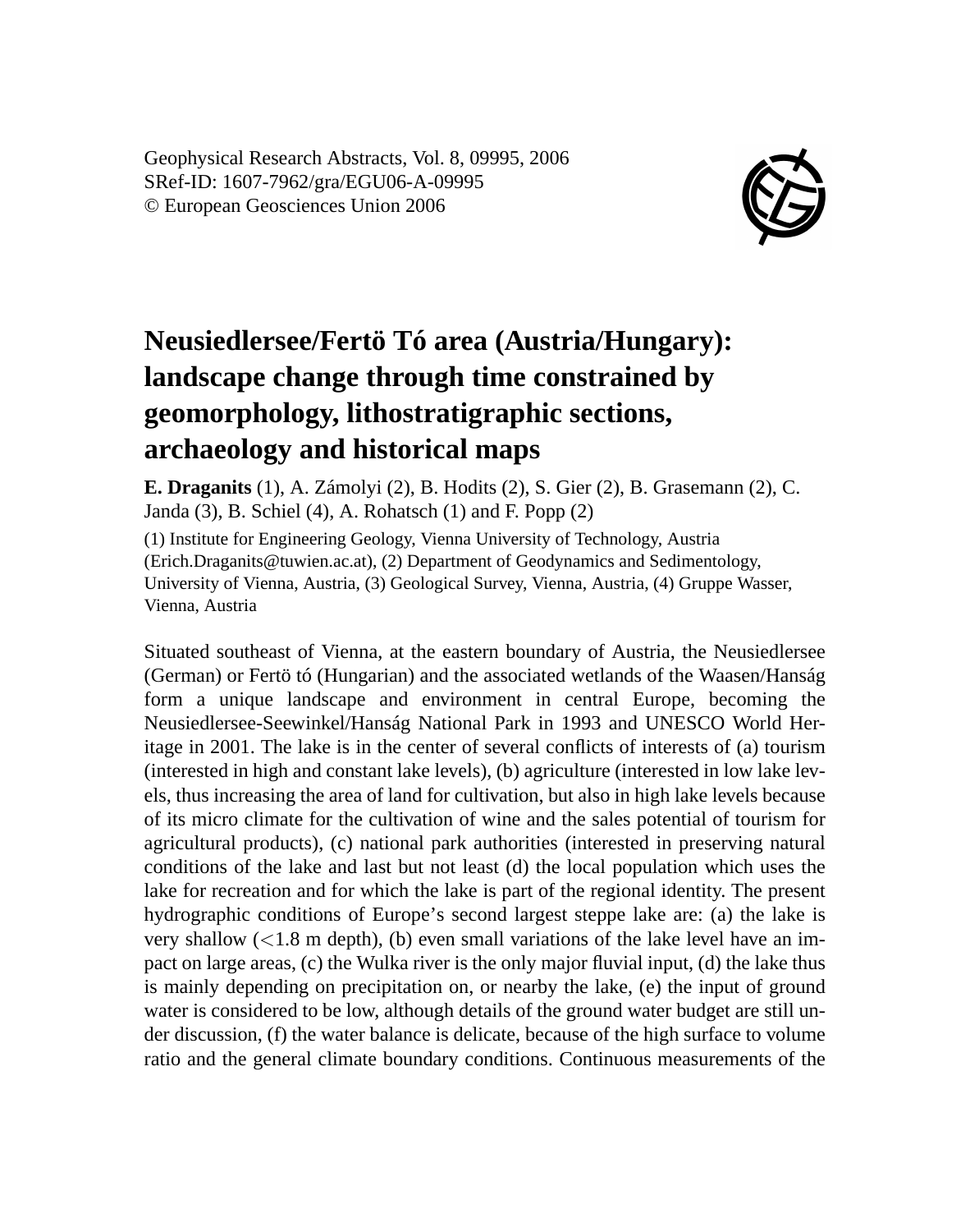Geophysical Research Abstracts, Vol. 8, 09995, 2006
SRef-ID: 1607-7962/gra/EGU06-A-09995
© European Geosciences Union 2006

# Neusiedlersee/Fertö Tó area (Austria/Hungary): landscape change through time constrained by geomorphology, lithostratigraphic sections, archaeology and historical maps

**E. Draganits** (1), A. Zámolyi (2), B. Hodits (2), S. Gier (2), B. Grasemann (2), C. Janda (3), B. Schiel (4), A. Rohatsch (1) and F. Popp (2)

(1) Institute for Engineering Geology, Vienna University of Technology, Austria (Erich.Draganits@tuwien.ac.at), (2) Department of Geodynamics and Sedimentology, University of Vienna, Austria, (3) Geological Survey, Vienna, Austria, (4) Gruppe Wasser, Vienna, Austria

Situated southeast of Vienna, at the eastern boundary of Austria, the Neusiedlersee (German) or Fertö tó (Hungarian) and the associated wetlands of the Waasen/Hanság form a unique landscape and environment in central Europe, becoming the Neusiedlersee-Seewinkel/Hanság National Park in 1993 and UNESCO World Heritage in 2001. The lake is in the center of several conflicts of interests of (a) tourism (interested in high and constant lake levels), (b) agriculture (interested in low lake levels, thus increasing the area of land for cultivation, but also in high lake levels because of its micro climate for the cultivation of wine and the sales potential of tourism for agricultural products), (c) national park authorities (interested in preserving natural conditions of the lake and last but not least (d) the local population which uses the lake for recreation and for which the lake is part of the regional identity. The present hydrographic conditions of Europe's second largest steppe lake are: (a) the lake is very shallow (<1.8 m depth), (b) even small variations of the lake level have an impact on large areas, (c) the Wulka river is the only major fluvial input, (d) the lake thus is mainly depending on precipitation on, or nearby the lake, (e) the input of ground water is considered to be low, although details of the ground water budget are still under discussion, (f) the water balance is delicate, because of the high surface to volume ratio and the general climate boundary conditions. Continuous measurements of the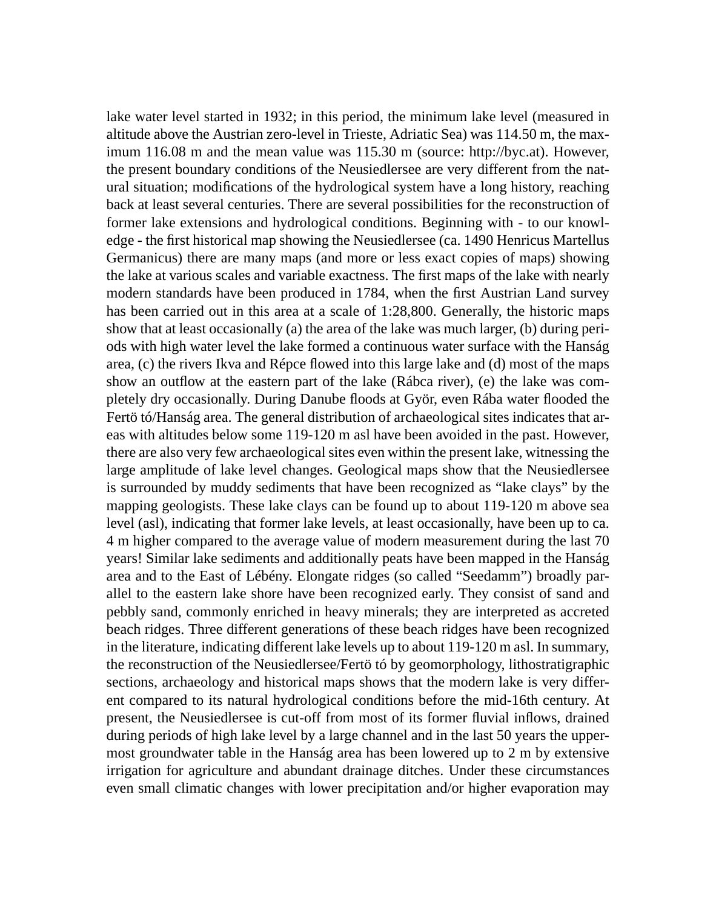lake water level started in 1932; in this period, the minimum lake level (measured in altitude above the Austrian zero-level in Trieste, Adriatic Sea) was 114.50 m, the maximum 116.08 m and the mean value was 115.30 m (source: http://byc.at). However, the present boundary conditions of the Neusiedlersee are very different from the natural situation; modifications of the hydrological system have a long history, reaching back at least several centuries. There are several possibilities for the reconstruction of former lake extensions and hydrological conditions. Beginning with - to our knowledge - the first historical map showing the Neusiedlersee (ca. 1490 Henricus Martellus Germanicus) there are many maps (and more or less exact copies of maps) showing the lake at various scales and variable exactness. The first maps of the lake with nearly modern standards have been produced in 1784, when the first Austrian Land survey has been carried out in this area at a scale of 1:28,800. Generally, the historic maps show that at least occasionally (a) the area of the lake was much larger, (b) during periods with high water level the lake formed a continuous water surface with the Hanság area, (c) the rivers Ikva and Répce flowed into this large lake and (d) most of the maps show an outflow at the eastern part of the lake (Rábca river), (e) the lake was completely dry occasionally. During Danube floods at Györ, even Rába water flooded the Fertö tó/Hanság area. The general distribution of archaeological sites indicates that areas with altitudes below some 119-120 m asl have been avoided in the past. However, there are also very few archaeological sites even within the present lake, witnessing the large amplitude of lake level changes. Geological maps show that the Neusiedlersee is surrounded by muddy sediments that have been recognized as "lake clays" by the mapping geologists. These lake clays can be found up to about 119-120 m above sea level (asl), indicating that former lake levels, at least occasionally, have been up to ca. 4 m higher compared to the average value of modern measurement during the last 70 years! Similar lake sediments and additionally peats have been mapped in the Hanság area and to the East of Lébény. Elongate ridges (so called "Seedamm") broadly parallel to the eastern lake shore have been recognized early. They consist of sand and pebbly sand, commonly enriched in heavy minerals; they are interpreted as accreted beach ridges. Three different generations of these beach ridges have been recognized in the literature, indicating different lake levels up to about 119-120 m asl. In summary, the reconstruction of the Neusiedlersee/Fertö tó by geomorphology, lithostratigraphic sections, archaeology and historical maps shows that the modern lake is very different compared to its natural hydrological conditions before the mid-16th century. At present, the Neusiedlersee is cut-off from most of its former fluvial inflows, drained during periods of high lake level by a large channel and in the last 50 years the uppermost groundwater table in the Hanság area has been lowered up to 2 m by extensive irrigation for agriculture and abundant drainage ditches. Under these circumstances even small climatic changes with lower precipitation and/or higher evaporation may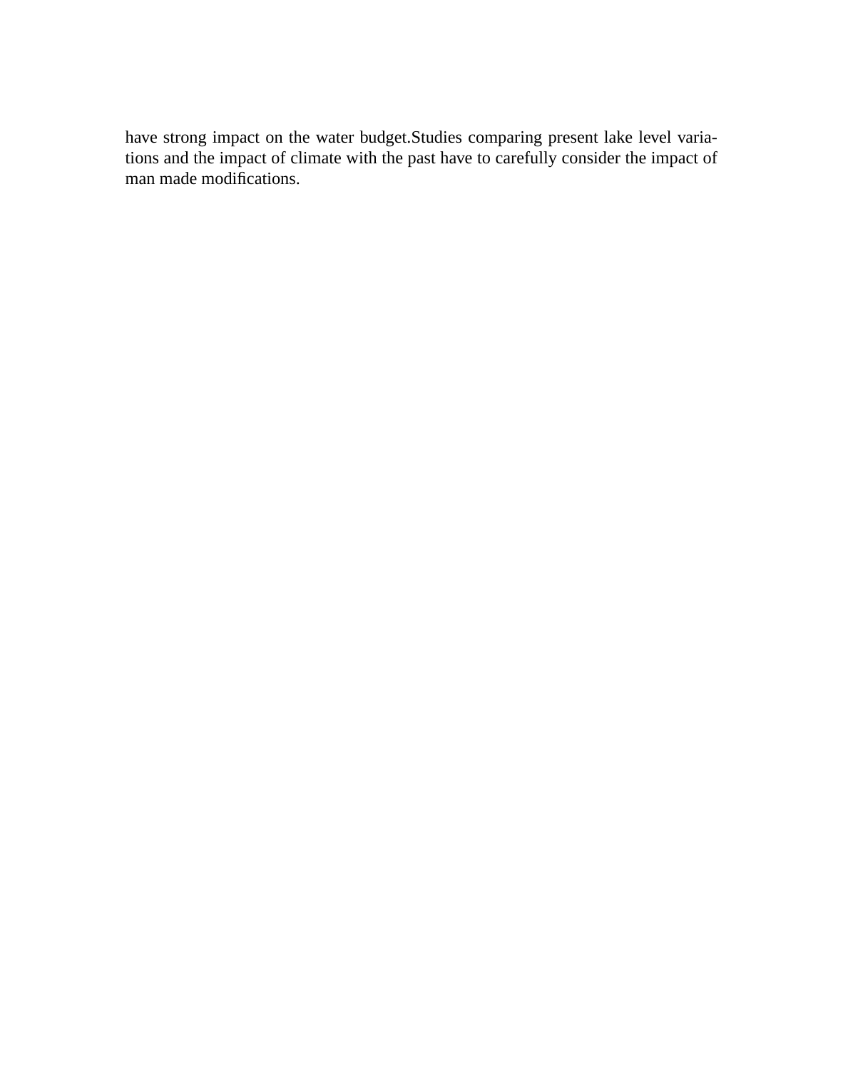have strong impact on the water budget.Studies comparing present lake level variations and the impact of climate with the past have to carefully consider the impact of man made modifications.